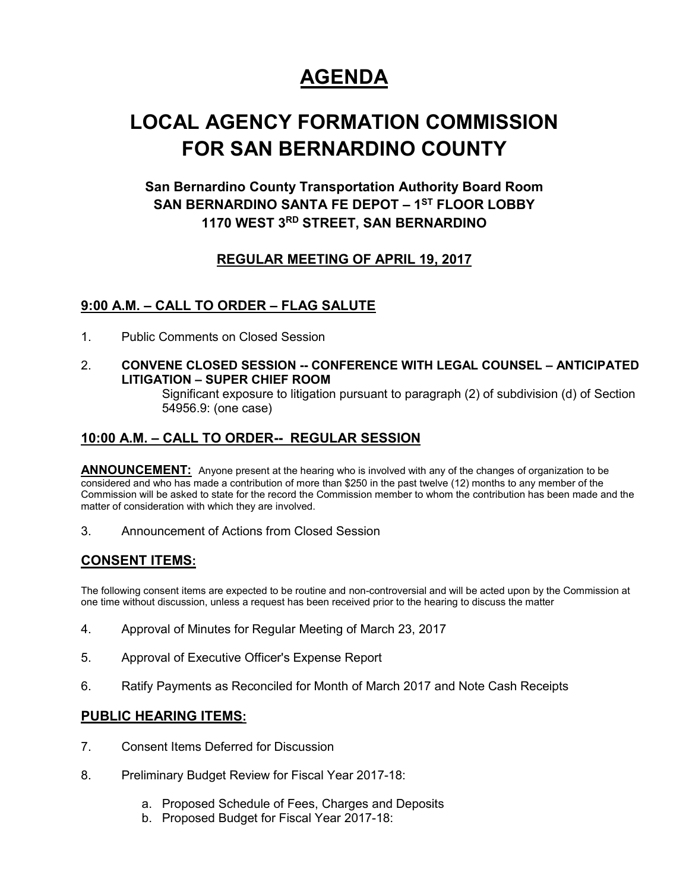# AGENDA

# LOCAL AGENCY FORMATION COMMISSION FOR SAN BERNARDINO COUNTY

### San Bernardino County Transportation Authority Board Room
### SAN BERNARDINO SANTA FE DEPOT – 1ST FLOOR LOBBY
### 1170 WEST 3RD STREET, SAN BERNARDINO

### REGULAR MEETING OF APRIL 19, 2017

## 9:00 A.M. – CALL TO ORDER – FLAG SALUTE

1. Public Comments on Closed Session

2. **CONVENE CLOSED SESSION -- CONFERENCE WITH LEGAL COUNSEL – ANTICIPATED LITIGATION – SUPER CHIEF ROOM**
   Significant exposure to litigation pursuant to paragraph (2) of subdivision (d) of Section 54956.9: (one case)

## 10:00 A.M. – CALL TO ORDER-- REGULAR SESSION

**ANNOUNCEMENT:** Anyone present at the hearing who is involved with any of the changes of organization to be considered and who has made a contribution of more than $250 in the past twelve (12) months to any member of the Commission will be asked to state for the record the Commission member to whom the contribution has been made and the matter of consideration with which they are involved.

3. Announcement of Actions from Closed Session

## CONSENT ITEMS:

The following consent items are expected to be routine and non-controversial and will be acted upon by the Commission at one time without discussion, unless a request has been received prior to the hearing to discuss the matter

4. Approval of Minutes for Regular Meeting of March 23, 2017

5. Approval of Executive Officer's Expense Report

6. Ratify Payments as Reconciled for Month of March 2017 and Note Cash Receipts

## PUBLIC HEARING ITEMS:

7. Consent Items Deferred for Discussion

8. Preliminary Budget Review for Fiscal Year 2017-18:

   a. Proposed Schedule of Fees, Charges and Deposits
   b. Proposed Budget for Fiscal Year 2017-18: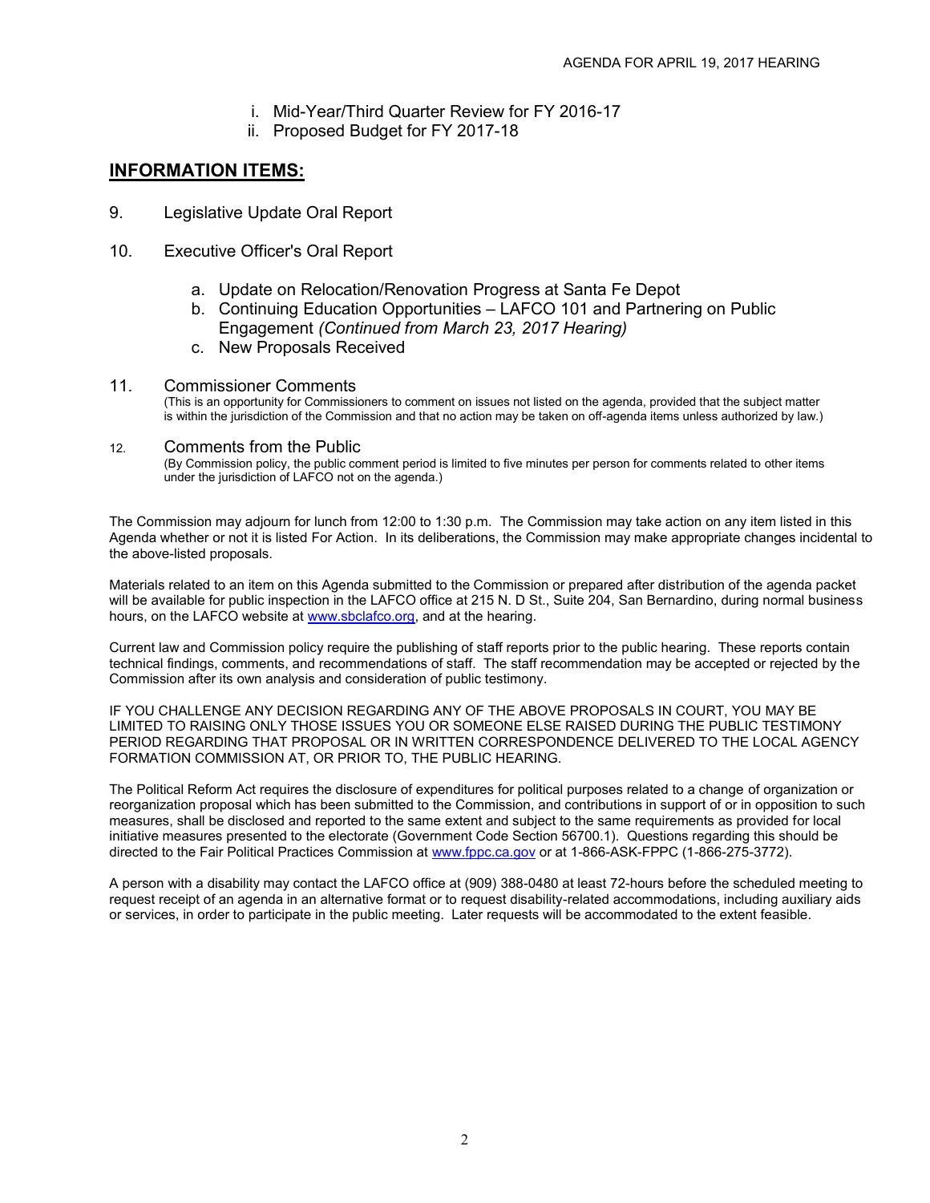i. Mid-Year/Third Quarter Review for FY 2016-17
ii. Proposed Budget for FY 2017-18

## INFORMATION ITEMS:

9. Legislative Update Oral Report

10. Executive Officer's Oral Report

    a. Update on Relocation/Renovation Progress at Santa Fe Depot
    b. Continuing Education Opportunities – LAFCO 101 and Partnering on Public Engagement *(Continued from March 23, 2017 Hearing)*
    c. New Proposals Received

11. Commissioner Comments
(This is an opportunity for Commissioners to comment on issues not listed on the agenda, provided that the subject matter is within the jurisdiction of the Commission and that no action may be taken on off-agenda items unless authorized by law.)

12. Comments from the Public
(By Commission policy, the public comment period is limited to five minutes per person for comments related to other items under the jurisdiction of LAFCO not on the agenda.)

The Commission may adjourn for lunch from 12:00 to 1:30 p.m. The Commission may take action on any item listed in this Agenda whether or not it is listed For Action. In its deliberations, the Commission may make appropriate changes incidental to the above-listed proposals.

Materials related to an item on this Agenda submitted to the Commission or prepared after distribution of the agenda packet will be available for public inspection in the LAFCO office at 215 N. D St., Suite 204, San Bernardino, during normal business hours, on the LAFCO website at www.sbclafco.org, and at the hearing.

Current law and Commission policy require the publishing of staff reports prior to the public hearing. These reports contain technical findings, comments, and recommendations of staff. The staff recommendation may be accepted or rejected by the Commission after its own analysis and consideration of public testimony.

IF YOU CHALLENGE ANY DECISION REGARDING ANY OF THE ABOVE PROPOSALS IN COURT, YOU MAY BE LIMITED TO RAISING ONLY THOSE ISSUES YOU OR SOMEONE ELSE RAISED DURING THE PUBLIC TESTIMONY PERIOD REGARDING THAT PROPOSAL OR IN WRITTEN CORRESPONDENCE DELIVERED TO THE LOCAL AGENCY FORMATION COMMISSION AT, OR PRIOR TO, THE PUBLIC HEARING.

The Political Reform Act requires the disclosure of expenditures for political purposes related to a change of organization or reorganization proposal which has been submitted to the Commission, and contributions in support of or in opposition to such measures, shall be disclosed and reported to the same extent and subject to the same requirements as provided for local initiative measures presented to the electorate (Government Code Section 56700.1). Questions regarding this should be directed to the Fair Political Practices Commission at www.fppc.ca.gov or at 1-866-ASK-FPPC (1-866-275-3772).

A person with a disability may contact the LAFCO office at (909) 388-0480 at least 72-hours before the scheduled meeting to request receipt of an agenda in an alternative format or to request disability-related accommodations, including auxiliary aids or services, in order to participate in the public meeting. Later requests will be accommodated to the extent feasible.